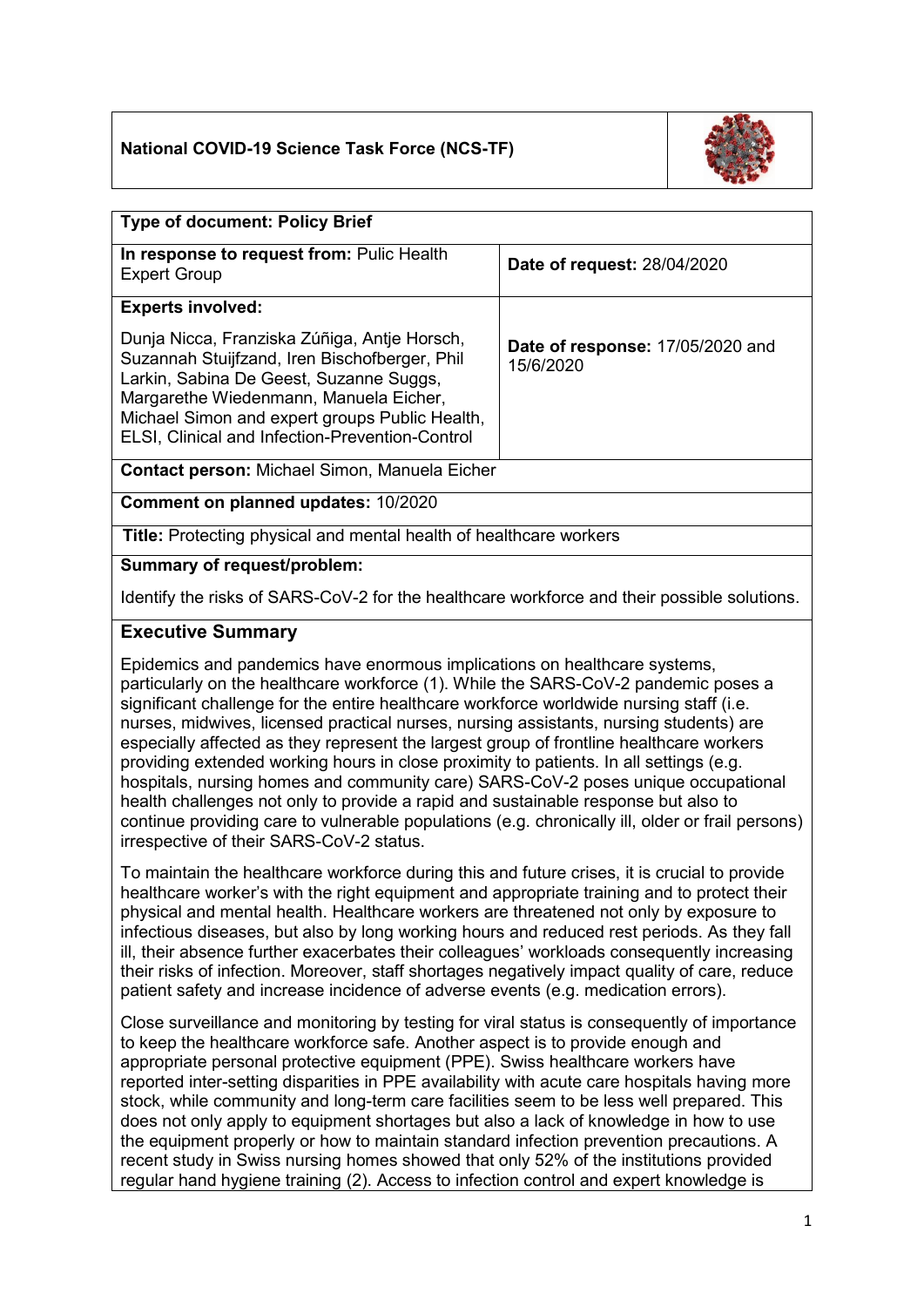**National COVID-19 Science Task Force (NCS-TF)**

| | |
|---|---|
| **Type of document: Policy Brief** | |
| **In response to request from:** Pulic Health Expert Group | **Date of request:** 28/04/2020 |
| **Experts involved:** Dunja Nicca, Franziska Zúñiga, Antje Horsch, Suzannah Stuijfzand, Iren Bischofberger, Phil Larkin, Sabina De Geest, Suzanne Suggs, Margarethe Wiedenmann, Manuela Eicher, Michael Simon and expert groups Public Health, ELSI, Clinical and Infection-Prevention-Control | **Date of response:** 17/05/2020 and 15/6/2020 |
| **Contact person:** Michael Simon, Manuela Eicher | |
| **Comment on planned updates:** 10/2020 | |
| **Title:** Protecting physical and mental health of healthcare workers | |

**Summary of request/problem:**

Identify the risks of SARS-CoV-2 for the healthcare workforce and their possible solutions.

## Executive Summary

Epidemics and pandemics have enormous implications on healthcare systems, particularly on the healthcare workforce (1). While the SARS-CoV-2 pandemic poses a significant challenge for the entire healthcare workforce worldwide nursing staff (i.e. nurses, midwives, licensed practical nurses, nursing assistants, nursing students) are especially affected as they represent the largest group of frontline healthcare workers providing extended working hours in close proximity to patients. In all settings (e.g. hospitals, nursing homes and community care) SARS-CoV-2 poses unique occupational health challenges not only to provide a rapid and sustainable response but also to continue providing care to vulnerable populations (e.g. chronically ill, older or frail persons) irrespective of their SARS-CoV-2 status.

To maintain the healthcare workforce during this and future crises, it is crucial to provide healthcare worker's with the right equipment and appropriate training and to protect their physical and mental health. Healthcare workers are threatened not only by exposure to infectious diseases, but also by long working hours and reduced rest periods. As they fall ill, their absence further exacerbates their colleagues' workloads consequently increasing their risks of infection. Moreover, staff shortages negatively impact quality of care, reduce patient safety and increase incidence of adverse events (e.g. medication errors).

Close surveillance and monitoring by testing for viral status is consequently of importance to keep the healthcare workforce safe. Another aspect is to provide enough and appropriate personal protective equipment (PPE). Swiss healthcare workers have reported inter-setting disparities in PPE availability with acute care hospitals having more stock, while community and long-term care facilities seem to be less well prepared. This does not only apply to equipment shortages but also a lack of knowledge in how to use the equipment properly or how to maintain standard infection prevention precautions. A recent study in Swiss nursing homes showed that only 52% of the institutions provided regular hand hygiene training (2). Access to infection control and expert knowledge is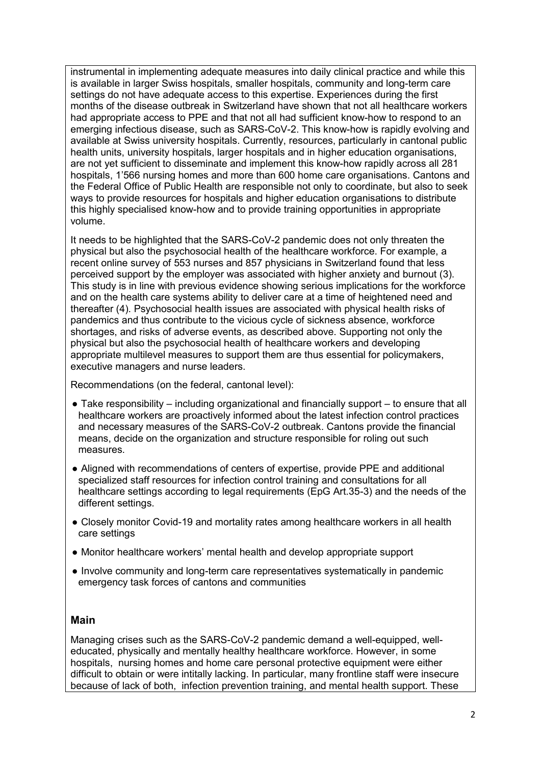instrumental in implementing adequate measures into daily clinical practice and while this is available in larger Swiss hospitals, smaller hospitals, community and long-term care settings do not have adequate access to this expertise. Experiences during the first months of the disease outbreak in Switzerland have shown that not all healthcare workers had appropriate access to PPE and that not all had sufficient know-how to respond to an emerging infectious disease, such as SARS-CoV-2. This know-how is rapidly evolving and available at Swiss university hospitals. Currently, resources, particularly in cantonal public health units, university hospitals, larger hospitals and in higher education organisations, are not yet sufficient to disseminate and implement this know-how rapidly across all 281 hospitals, 1'566 nursing homes and more than 600 home care organisations. Cantons and the Federal Office of Public Health are responsible not only to coordinate, but also to seek ways to provide resources for hospitals and higher education organisations to distribute this highly specialised know-how and to provide training opportunities in appropriate volume.

It needs to be highlighted that the SARS-CoV-2 pandemic does not only threaten the physical but also the psychosocial health of the healthcare workforce. For example, a recent online survey of 553 nurses and 857 physicians in Switzerland found that less perceived support by the employer was associated with higher anxiety and burnout (3). This study is in line with previous evidence showing serious implications for the workforce and on the health care systems ability to deliver care at a time of heightened need and thereafter (4). Psychosocial health issues are associated with physical health risks of pandemics and thus contribute to the vicious cycle of sickness absence, workforce shortages, and risks of adverse events, as described above. Supporting not only the physical but also the psychosocial health of healthcare workers and developing appropriate multilevel measures to support them are thus essential for policymakers, executive managers and nurse leaders.

Recommendations (on the federal, cantonal level):

- Take responsibility – including organizational and financially support – to ensure that all healthcare workers are proactively informed about the latest infection control practices and necessary measures of the SARS-CoV-2 outbreak. Cantons provide the financial means, decide on the organization and structure responsible for roling out such measures.
- Aligned with recommendations of centers of expertise, provide PPE and additional specialized staff resources for infection control training and consultations for all healthcare settings according to legal requirements (EpG Art.35-3) and the needs of the different settings.
- Closely monitor Covid-19 and mortality rates among healthcare workers in all health care settings
- Monitor healthcare workers' mental health and develop appropriate support
- Involve community and long-term care representatives systematically in pandemic emergency task forces of cantons and communities

## Main

Managing crises such as the SARS-CoV-2 pandemic demand a well-equipped, well-educated, physically and mentally healthy healthcare workforce. However, in some hospitals, nursing homes and home care personal protective equipment were either difficult to obtain or were intitally lacking. In particular, many frontline staff were insecure because of lack of both, infection prevention training, and mental health support. These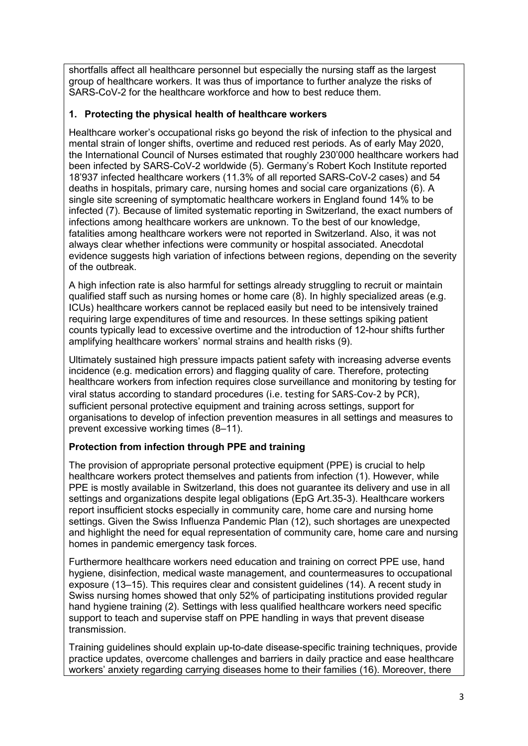shortfalls affect all healthcare personnel but especially the nursing staff as the largest group of healthcare workers. It was thus of importance to further analyze the risks of SARS-CoV-2 for the healthcare workforce and how to best reduce them.

## 1. Protecting the physical health of healthcare workers

Healthcare worker's occupational risks go beyond the risk of infection to the physical and mental strain of longer shifts, overtime and reduced rest periods. As of early May 2020, the International Council of Nurses estimated that roughly 230'000 healthcare workers had been infected by SARS-CoV-2 worldwide (5). Germany's Robert Koch Institute reported 18'937 infected healthcare workers (11.3% of all reported SARS-CoV-2 cases) and 54 deaths in hospitals, primary care, nursing homes and social care organizations (6). A single site screening of symptomatic healthcare workers in England found 14% to be infected (7). Because of limited systematic reporting in Switzerland, the exact numbers of infections among healthcare workers are unknown. To the best of our knowledge, fatalities among healthcare workers were not reported in Switzerland. Also, it was not always clear whether infections were community or hospital associated. Anecdotal evidence suggests high variation of infections between regions, depending on the severity of the outbreak.

A high infection rate is also harmful for settings already struggling to recruit or maintain qualified staff such as nursing homes or home care (8). In highly specialized areas (e.g. ICUs) healthcare workers cannot be replaced easily but need to be intensively trained requiring large expenditures of time and resources. In these settings spiking patient counts typically lead to excessive overtime and the introduction of 12-hour shifts further amplifying healthcare workers' normal strains and health risks (9).

Ultimately sustained high pressure impacts patient safety with increasing adverse events incidence (e.g. medication errors) and flagging quality of care. Therefore, protecting healthcare workers from infection requires close surveillance and monitoring by testing for viral status according to standard procedures (i.e. testing for SARS-Cov-2 by PCR), sufficient personal protective equipment and training across settings, support for organisations to develop of infection prevention measures in all settings and measures to prevent excessive working times (8–11).

### Protection from infection through PPE and training

The provision of appropriate personal protective equipment (PPE) is crucial to help healthcare workers protect themselves and patients from infection (1). However, while PPE is mostly available in Switzerland, this does not guarantee its delivery and use in all settings and organizations despite legal obligations (EpG Art.35-3). Healthcare workers report insufficient stocks especially in community care, home care and nursing home settings. Given the Swiss Influenza Pandemic Plan (12), such shortages are unexpected and highlight the need for equal representation of community care, home care and nursing homes in pandemic emergency task forces.

Furthermore healthcare workers need education and training on correct PPE use, hand hygiene, disinfection, medical waste management, and countermeasures to occupational exposure (13–15). This requires clear and consistent guidelines (14). A recent study in Swiss nursing homes showed that only 52% of participating institutions provided regular hand hygiene training (2). Settings with less qualified healthcare workers need specific support to teach and supervise staff on PPE handling in ways that prevent disease transmission.

Training guidelines should explain up-to-date disease-specific training techniques, provide practice updates, overcome challenges and barriers in daily practice and ease healthcare workers' anxiety regarding carrying diseases home to their families (16). Moreover, there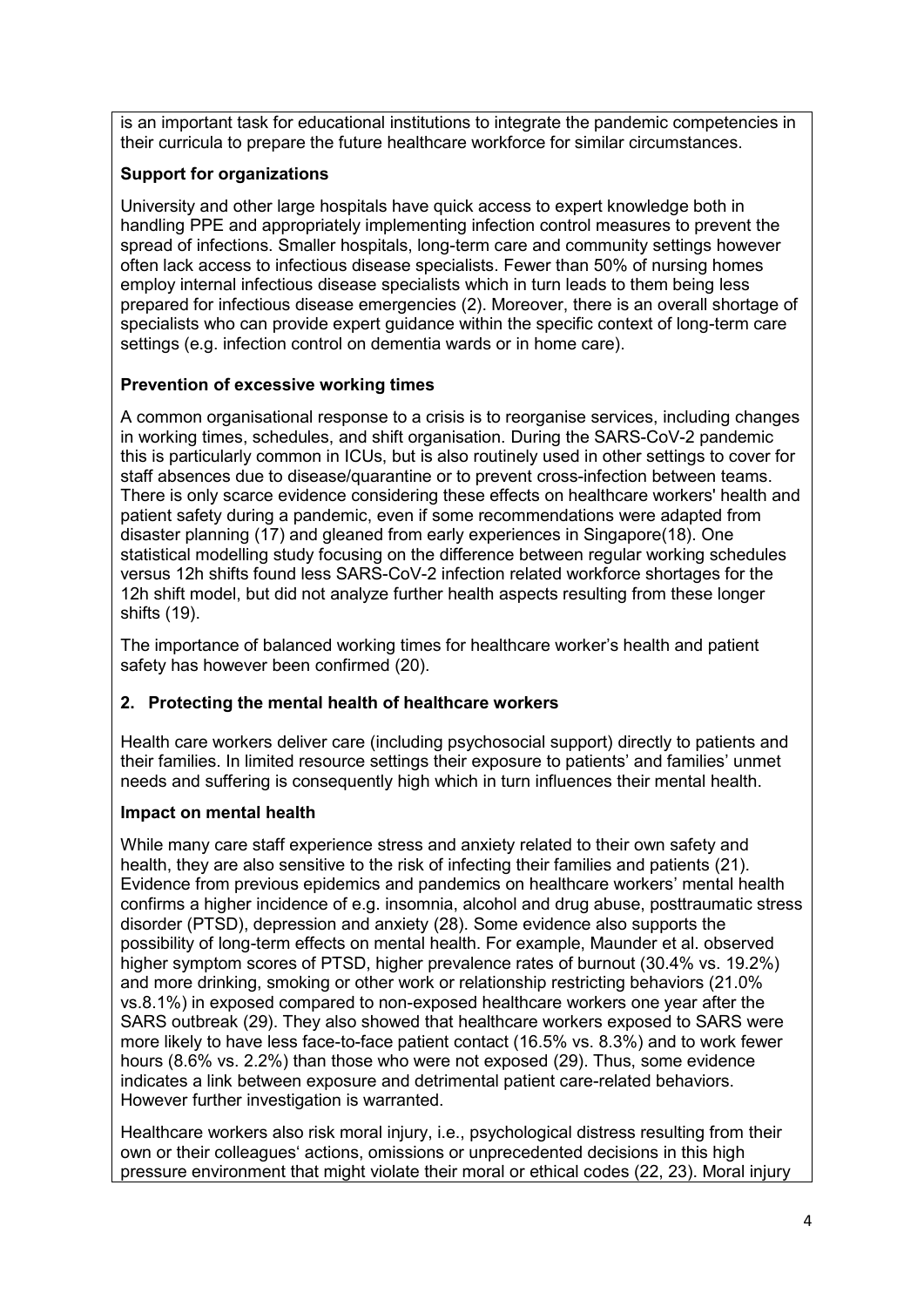is an important task for educational institutions to integrate the pandemic competencies in their curricula to prepare the future healthcare workforce for similar circumstances.

**Support for organizations**

University and other large hospitals have quick access to expert knowledge both in handling PPE and appropriately implementing infection control measures to prevent the spread of infections. Smaller hospitals, long-term care and community settings however often lack access to infectious disease specialists. Fewer than 50% of nursing homes employ internal infectious disease specialists which in turn leads to them being less prepared for infectious disease emergencies (2). Moreover, there is an overall shortage of specialists who can provide expert guidance within the specific context of long-term care settings (e.g. infection control on dementia wards or in home care).

**Prevention of excessive working times**

A common organisational response to a crisis is to reorganise services, including changes in working times, schedules, and shift organisation. During the SARS-CoV-2 pandemic this is particularly common in ICUs, but is also routinely used in other settings to cover for staff absences due to disease/quarantine or to prevent cross-infection between teams. There is only scarce evidence considering these effects on healthcare workers' health and patient safety during a pandemic, even if some recommendations were adapted from disaster planning (17) and gleaned from early experiences in Singapore(18). One statistical modelling study focusing on the difference between regular working schedules versus 12h shifts found less SARS-CoV-2 infection related workforce shortages for the 12h shift model, but did not analyze further health aspects resulting from these longer shifts (19).

The importance of balanced working times for healthcare worker's health and patient safety has however been confirmed (20).

## 2. Protecting the mental health of healthcare workers

Health care workers deliver care (including psychosocial support) directly to patients and their families. In limited resource settings their exposure to patients' and families' unmet needs and suffering is consequently high which in turn influences their mental health.

**Impact on mental health**

While many care staff experience stress and anxiety related to their own safety and health, they are also sensitive to the risk of infecting their families and patients (21). Evidence from previous epidemics and pandemics on healthcare workers' mental health confirms a higher incidence of e.g. insomnia, alcohol and drug abuse, posttraumatic stress disorder (PTSD), depression and anxiety (28). Some evidence also supports the possibility of long-term effects on mental health. For example, Maunder et al. observed higher symptom scores of PTSD, higher prevalence rates of burnout (30.4% vs. 19.2%) and more drinking, smoking or other work or relationship restricting behaviors (21.0% vs.8.1%) in exposed compared to non-exposed healthcare workers one year after the SARS outbreak (29). They also showed that healthcare workers exposed to SARS were more likely to have less face-to-face patient contact (16.5% vs. 8.3%) and to work fewer hours (8.6% vs. 2.2%) than those who were not exposed (29). Thus, some evidence indicates a link between exposure and detrimental patient care-related behaviors. However further investigation is warranted.

Healthcare workers also risk moral injury, i.e., psychological distress resulting from their own or their colleagues' actions, omissions or unprecedented decisions in this high pressure environment that might violate their moral or ethical codes (22, 23). Moral injury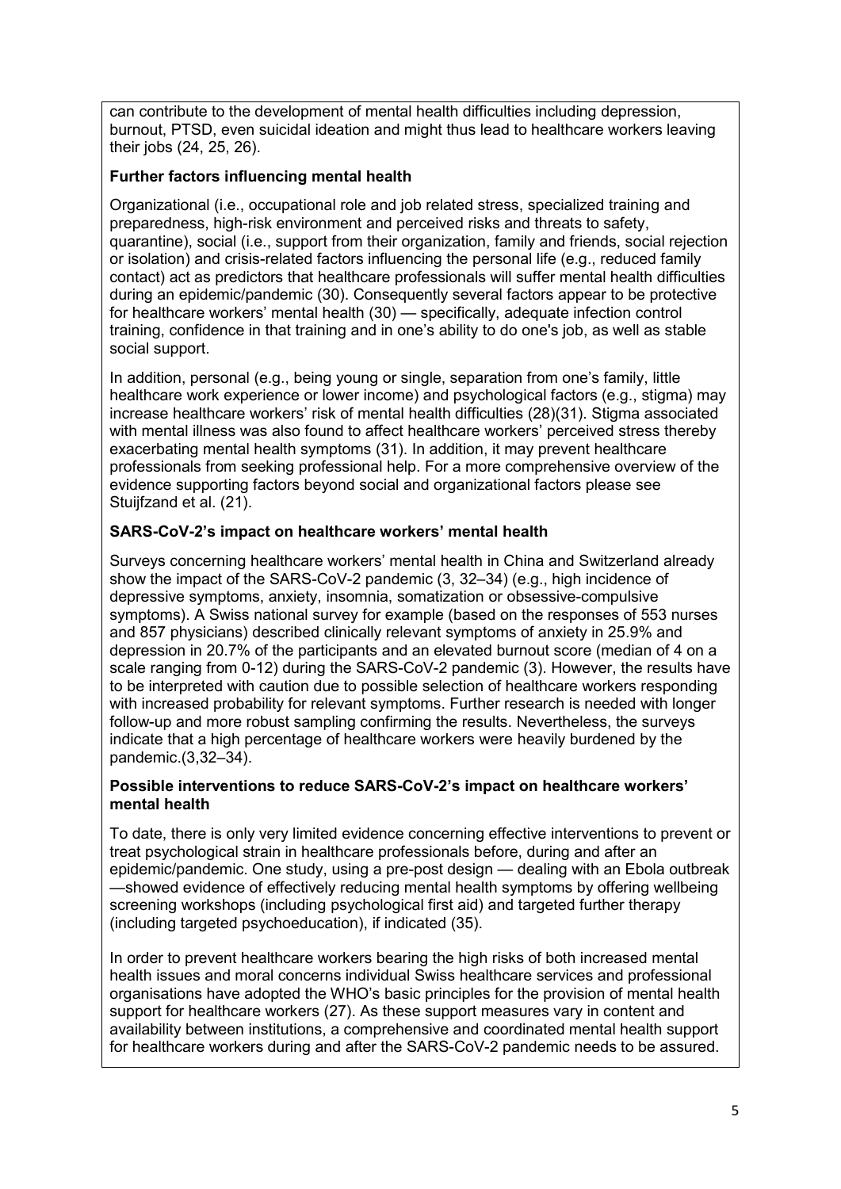can contribute to the development of mental health difficulties including depression, burnout, PTSD, even suicidal ideation and might thus lead to healthcare workers leaving their jobs (24, 25, 26).

**Further factors influencing mental health**

Organizational (i.e., occupational role and job related stress, specialized training and preparedness, high-risk environment and perceived risks and threats to safety, quarantine), social (i.e., support from their organization, family and friends, social rejection or isolation) and crisis-related factors influencing the personal life (e.g., reduced family contact) act as predictors that healthcare professionals will suffer mental health difficulties during an epidemic/pandemic (30). Consequently several factors appear to be protective for healthcare workers' mental health (30) — specifically, adequate infection control training, confidence in that training and in one's ability to do one's job, as well as stable social support.

In addition, personal (e.g., being young or single, separation from one's family, little healthcare work experience or lower income) and psychological factors (e.g., stigma) may increase healthcare workers' risk of mental health difficulties (28)(31). Stigma associated with mental illness was also found to affect healthcare workers' perceived stress thereby exacerbating mental health symptoms (31). In addition, it may prevent healthcare professionals from seeking professional help. For a more comprehensive overview of the evidence supporting factors beyond social and organizational factors please see Stuijfzand et al. (21).

**SARS-CoV-2's impact on healthcare workers' mental health**

Surveys concerning healthcare workers' mental health in China and Switzerland already show the impact of the SARS-CoV-2 pandemic (3, 32–34) (e.g., high incidence of depressive symptoms, anxiety, insomnia, somatization or obsessive-compulsive symptoms). A Swiss national survey for example (based on the responses of 553 nurses and 857 physicians) described clinically relevant symptoms of anxiety in 25.9% and depression in 20.7% of the participants and an elevated burnout score (median of 4 on a scale ranging from 0-12) during the SARS-CoV-2 pandemic (3). However, the results have to be interpreted with caution due to possible selection of healthcare workers responding with increased probability for relevant symptoms. Further research is needed with longer follow-up and more robust sampling confirming the results. Nevertheless, the surveys indicate that a high percentage of healthcare workers were heavily burdened by the pandemic.(3,32–34).

**Possible interventions to reduce SARS-CoV-2's impact on healthcare workers' mental health**

To date, there is only very limited evidence concerning effective interventions to prevent or treat psychological strain in healthcare professionals before, during and after an epidemic/pandemic. One study, using a pre-post design — dealing with an Ebola outbreak —showed evidence of effectively reducing mental health symptoms by offering wellbeing screening workshops (including psychological first aid) and targeted further therapy (including targeted psychoeducation), if indicated (35).

In order to prevent healthcare workers bearing the high risks of both increased mental health issues and moral concerns individual Swiss healthcare services and professional organisations have adopted the WHO's basic principles for the provision of mental health support for healthcare workers (27). As these support measures vary in content and availability between institutions, a comprehensive and coordinated mental health support for healthcare workers during and after the SARS-CoV-2 pandemic needs to be assured.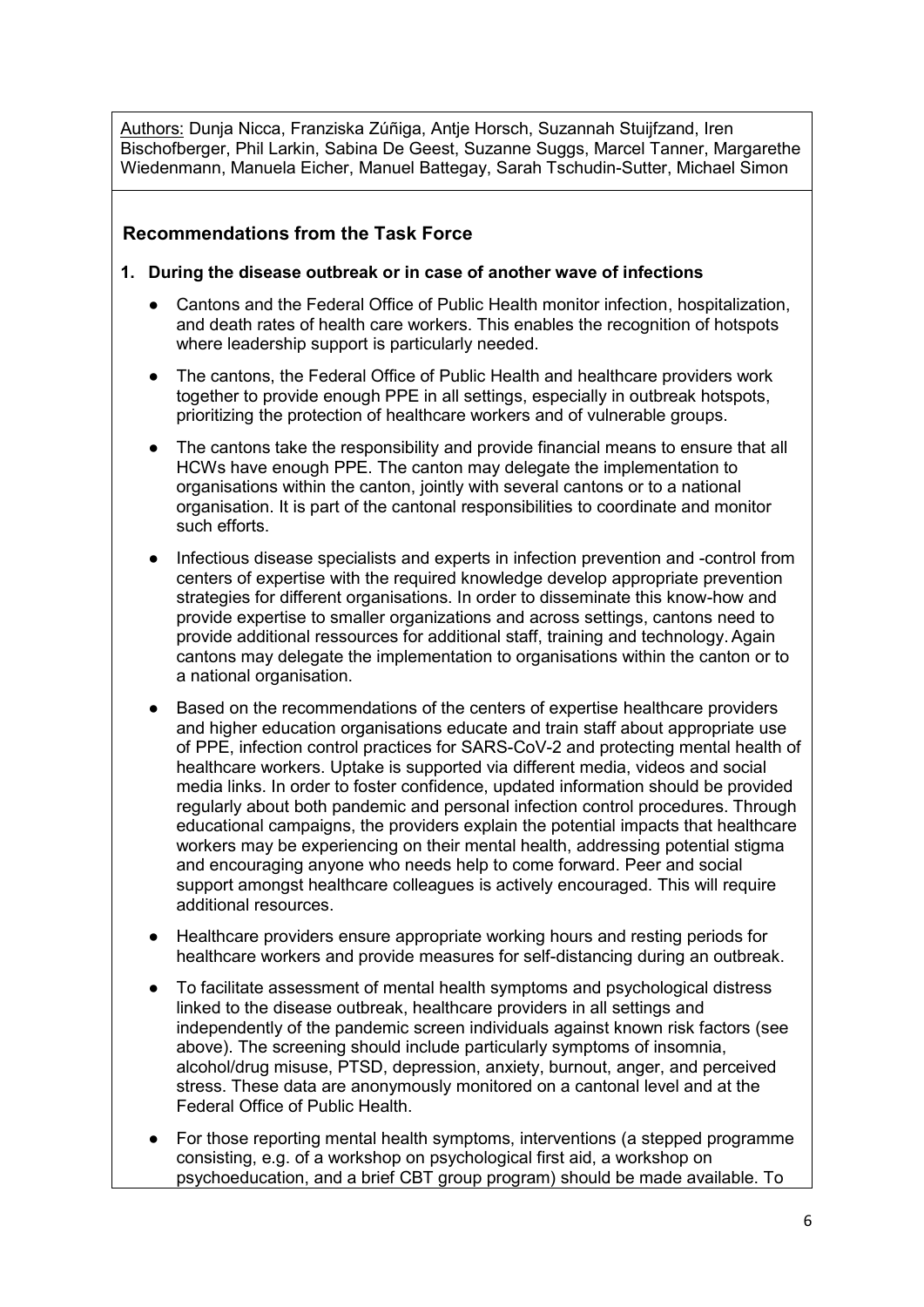Authors: Dunja Nicca, Franziska Zúñiga, Antje Horsch, Suzannah Stuijfzand, Iren Bischofberger, Phil Larkin, Sabina De Geest, Suzanne Suggs, Marcel Tanner, Margarethe Wiedenmann, Manuela Eicher, Manuel Battegay, Sarah Tschudin-Sutter, Michael Simon

## Recommendations from the Task Force

### 1. During the disease outbreak or in case of another wave of infections

- Cantons and the Federal Office of Public Health monitor infection, hospitalization, and death rates of health care workers. This enables the recognition of hotspots where leadership support is particularly needed.
- The cantons, the Federal Office of Public Health and healthcare providers work together to provide enough PPE in all settings, especially in outbreak hotspots, prioritizing the protection of healthcare workers and of vulnerable groups.
- The cantons take the responsibility and provide financial means to ensure that all HCWs have enough PPE. The canton may delegate the implementation to organisations within the canton, jointly with several cantons or to a national organisation. It is part of the cantonal responsibilities to coordinate and monitor such efforts.
- Infectious disease specialists and experts in infection prevention and -control from centers of expertise with the required knowledge develop appropriate prevention strategies for different organisations. In order to disseminate this know-how and provide expertise to smaller organizations and across settings, cantons need to provide additional ressources for additional staff, training and technology. Again cantons may delegate the implementation to organisations within the canton or to a national organisation.
- Based on the recommendations of the centers of expertise healthcare providers and higher education organisations educate and train staff about appropriate use of PPE, infection control practices for SARS-CoV-2 and protecting mental health of healthcare workers. Uptake is supported via different media, videos and social media links. In order to foster confidence, updated information should be provided regularly about both pandemic and personal infection control procedures. Through educational campaigns, the providers explain the potential impacts that healthcare workers may be experiencing on their mental health, addressing potential stigma and encouraging anyone who needs help to come forward. Peer and social support amongst healthcare colleagues is actively encouraged. This will require additional resources.
- Healthcare providers ensure appropriate working hours and resting periods for healthcare workers and provide measures for self-distancing during an outbreak.
- To facilitate assessment of mental health symptoms and psychological distress linked to the disease outbreak, healthcare providers in all settings and independently of the pandemic screen individuals against known risk factors (see above). The screening should include particularly symptoms of insomnia, alcohol/drug misuse, PTSD, depression, anxiety, burnout, anger, and perceived stress. These data are anonymously monitored on a cantonal level and at the Federal Office of Public Health.
- For those reporting mental health symptoms, interventions (a stepped programme consisting, e.g. of a workshop on psychological first aid, a workshop on psychoeducation, and a brief CBT group program) should be made available. To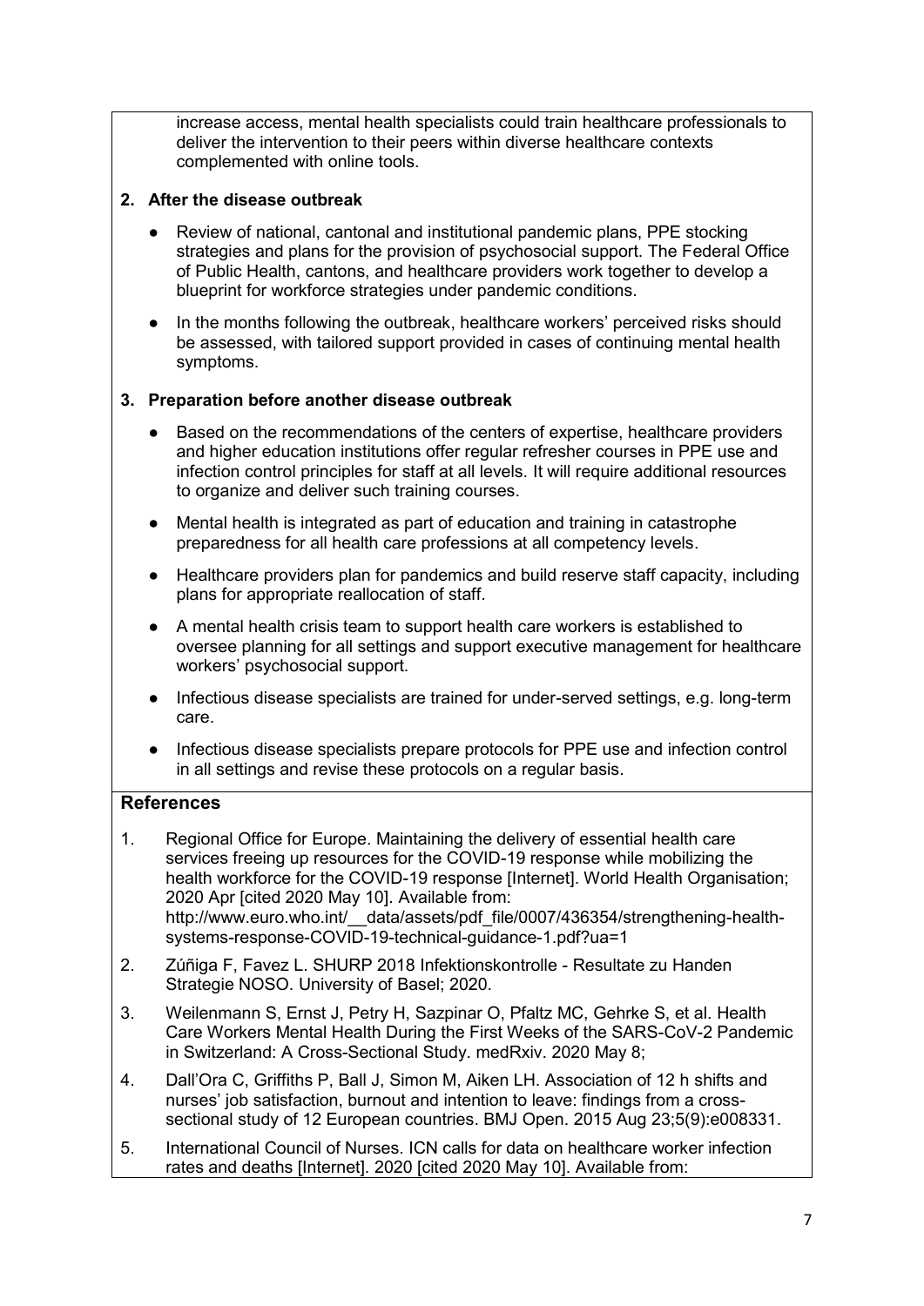increase access, mental health specialists could train healthcare professionals to deliver the intervention to their peers within diverse healthcare contexts complemented with online tools.

**2. After the disease outbreak**

- Review of national, cantonal and institutional pandemic plans, PPE stocking strategies and plans for the provision of psychosocial support. The Federal Office of Public Health, cantons, and healthcare providers work together to develop a blueprint for workforce strategies under pandemic conditions.
- In the months following the outbreak, healthcare workers' perceived risks should be assessed, with tailored support provided in cases of continuing mental health symptoms.

**3. Preparation before another disease outbreak**

- Based on the recommendations of the centers of expertise, healthcare providers and higher education institutions offer regular refresher courses in PPE use and infection control principles for staff at all levels. It will require additional resources to organize and deliver such training courses.
- Mental health is integrated as part of education and training in catastrophe preparedness for all health care professions at all competency levels.
- Healthcare providers plan for pandemics and build reserve staff capacity, including plans for appropriate reallocation of staff.
- A mental health crisis team to support health care workers is established to oversee planning for all settings and support executive management for healthcare workers' psychosocial support.
- Infectious disease specialists are trained for under-served settings, e.g. long-term care.
- Infectious disease specialists prepare protocols for PPE use and infection control in all settings and revise these protocols on a regular basis.

## References

1. Regional Office for Europe. Maintaining the delivery of essential health care services freeing up resources for the COVID-19 response while mobilizing the health workforce for the COVID-19 response [Internet]. World Health Organisation; 2020 Apr [cited 2020 May 10]. Available from: http://www.euro.who.int/__data/assets/pdf_file/0007/436354/strengthening-health-systems-response-COVID-19-technical-guidance-1.pdf?ua=1
2. Zúñiga F, Favez L. SHURP 2018 Infektionskontrolle - Resultate zu Handen Strategie NOSO. University of Basel; 2020.
3. Weilenmann S, Ernst J, Petry H, Sazpinar O, Pfaltz MC, Gehrke S, et al. Health Care Workers Mental Health During the First Weeks of the SARS-CoV-2 Pandemic in Switzerland: A Cross-Sectional Study. medRxiv. 2020 May 8;
4. Dall'Ora C, Griffiths P, Ball J, Simon M, Aiken LH. Association of 12 h shifts and nurses' job satisfaction, burnout and intention to leave: findings from a cross-sectional study of 12 European countries. BMJ Open. 2015 Aug 23;5(9):e008331.
5. International Council of Nurses. ICN calls for data on healthcare worker infection rates and deaths [Internet]. 2020 [cited 2020 May 10]. Available from: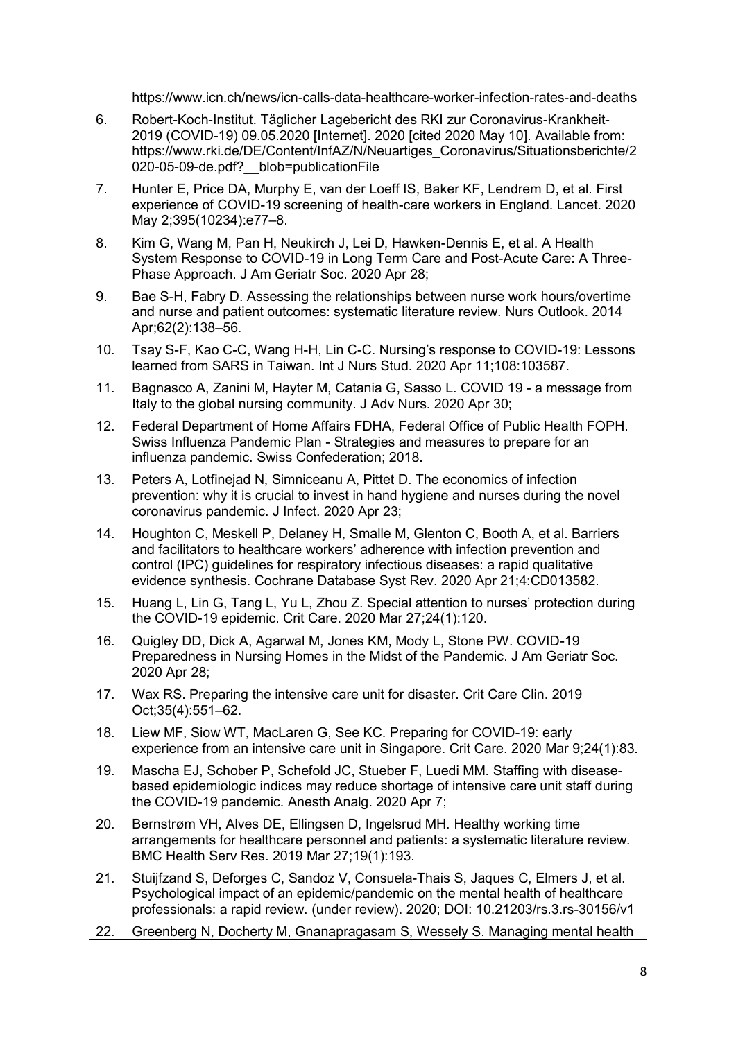https://www.icn.ch/news/icn-calls-data-healthcare-worker-infection-rates-and-deaths

6. Robert-Koch-Institut. Täglicher Lagebericht des RKI zur Coronavirus-Krankheit-2019 (COVID-19) 09.05.2020 [Internet]. 2020 [cited 2020 May 10]. Available from: https://www.rki.de/DE/Content/InfAZ/N/Neuartiges_Coronavirus/Situationsberichte/2020-05-09-de.pdf?__blob=publicationFile
7. Hunter E, Price DA, Murphy E, van der Loeff IS, Baker KF, Lendrem D, et al. First experience of COVID-19 screening of health-care workers in England. Lancet. 2020 May 2;395(10234):e77–8.
8. Kim G, Wang M, Pan H, Neukirch J, Lei D, Hawken-Dennis E, et al. A Health System Response to COVID-19 in Long Term Care and Post-Acute Care: A Three-Phase Approach. J Am Geriatr Soc. 2020 Apr 28;
9. Bae S-H, Fabry D. Assessing the relationships between nurse work hours/overtime and nurse and patient outcomes: systematic literature review. Nurs Outlook. 2014 Apr;62(2):138–56.
10. Tsay S-F, Kao C-C, Wang H-H, Lin C-C. Nursing's response to COVID-19: Lessons learned from SARS in Taiwan. Int J Nurs Stud. 2020 Apr 11;108:103587.
11. Bagnasco A, Zanini M, Hayter M, Catania G, Sasso L. COVID 19 - a message from Italy to the global nursing community. J Adv Nurs. 2020 Apr 30;
12. Federal Department of Home Affairs FDHA, Federal Office of Public Health FOPH. Swiss Influenza Pandemic Plan - Strategies and measures to prepare for an influenza pandemic. Swiss Confederation; 2018.
13. Peters A, Lotfinejad N, Simniceanu A, Pittet D. The economics of infection prevention: why it is crucial to invest in hand hygiene and nurses during the novel coronavirus pandemic. J Infect. 2020 Apr 23;
14. Houghton C, Meskell P, Delaney H, Smalle M, Glenton C, Booth A, et al. Barriers and facilitators to healthcare workers' adherence with infection prevention and control (IPC) guidelines for respiratory infectious diseases: a rapid qualitative evidence synthesis. Cochrane Database Syst Rev. 2020 Apr 21;4:CD013582.
15. Huang L, Lin G, Tang L, Yu L, Zhou Z. Special attention to nurses' protection during the COVID-19 epidemic. Crit Care. 2020 Mar 27;24(1):120.
16. Quigley DD, Dick A, Agarwal M, Jones KM, Mody L, Stone PW. COVID-19 Preparedness in Nursing Homes in the Midst of the Pandemic. J Am Geriatr Soc. 2020 Apr 28;
17. Wax RS. Preparing the intensive care unit for disaster. Crit Care Clin. 2019 Oct;35(4):551–62.
18. Liew MF, Siow WT, MacLaren G, See KC. Preparing for COVID-19: early experience from an intensive care unit in Singapore. Crit Care. 2020 Mar 9;24(1):83.
19. Mascha EJ, Schober P, Schefold JC, Stueber F, Luedi MM. Staffing with disease-based epidemiologic indices may reduce shortage of intensive care unit staff during the COVID-19 pandemic. Anesth Analg. 2020 Apr 7;
20. Bernstrøm VH, Alves DE, Ellingsen D, Ingelsrud MH. Healthy working time arrangements for healthcare personnel and patients: a systematic literature review. BMC Health Serv Res. 2019 Mar 27;19(1):193.
21. Stuijfzand S, Deforges C, Sandoz V, Consuela-Thais S, Jaques C, Elmers J, et al. Psychological impact of an epidemic/pandemic on the mental health of healthcare professionals: a rapid review. (under review). 2020; DOI: 10.21203/rs.3.rs-30156/v1
22. Greenberg N, Docherty M, Gnanapragasam S, Wessely S. Managing mental health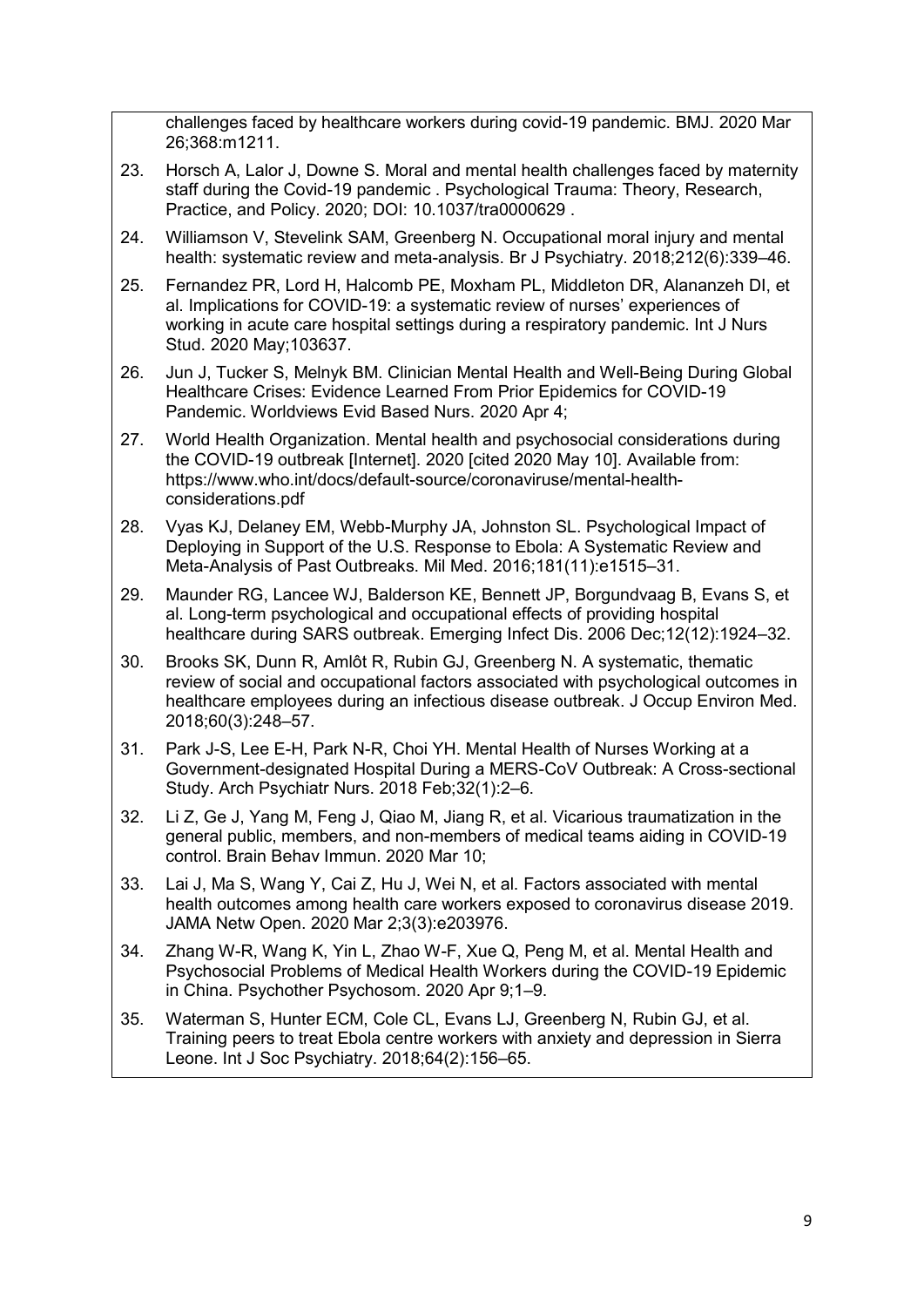challenges faced by healthcare workers during covid-19 pandemic. BMJ. 2020 Mar 26;368:m1211.

23. Horsch A, Lalor J, Downe S. Moral and mental health challenges faced by maternity staff during the Covid-19 pandemic . Psychological Trauma: Theory, Research, Practice, and Policy. 2020; DOI: 10.1037/tra0000629 .

24. Williamson V, Stevelink SAM, Greenberg N. Occupational moral injury and mental health: systematic review and meta-analysis. Br J Psychiatry. 2018;212(6):339–46.

25. Fernandez PR, Lord H, Halcomb PE, Moxham PL, Middleton DR, Alananzeh DI, et al. Implications for COVID-19: a systematic review of nurses' experiences of working in acute care hospital settings during a respiratory pandemic. Int J Nurs Stud. 2020 May;103637.

26. Jun J, Tucker S, Melnyk BM. Clinician Mental Health and Well-Being During Global Healthcare Crises: Evidence Learned From Prior Epidemics for COVID-19 Pandemic. Worldviews Evid Based Nurs. 2020 Apr 4;

27. World Health Organization. Mental health and psychosocial considerations during the COVID-19 outbreak [Internet]. 2020 [cited 2020 May 10]. Available from: https://www.who.int/docs/default-source/coronaviruse/mental-health-considerations.pdf

28. Vyas KJ, Delaney EM, Webb-Murphy JA, Johnston SL. Psychological Impact of Deploying in Support of the U.S. Response to Ebola: A Systematic Review and Meta-Analysis of Past Outbreaks. Mil Med. 2016;181(11):e1515–31.

29. Maunder RG, Lancee WJ, Balderson KE, Bennett JP, Borgundvaag B, Evans S, et al. Long-term psychological and occupational effects of providing hospital healthcare during SARS outbreak. Emerging Infect Dis. 2006 Dec;12(12):1924–32.

30. Brooks SK, Dunn R, Amlôt R, Rubin GJ, Greenberg N. A systematic, thematic review of social and occupational factors associated with psychological outcomes in healthcare employees during an infectious disease outbreak. J Occup Environ Med. 2018;60(3):248–57.

31. Park J-S, Lee E-H, Park N-R, Choi YH. Mental Health of Nurses Working at a Government-designated Hospital During a MERS-CoV Outbreak: A Cross-sectional Study. Arch Psychiatr Nurs. 2018 Feb;32(1):2–6.

32. Li Z, Ge J, Yang M, Feng J, Qiao M, Jiang R, et al. Vicarious traumatization in the general public, members, and non-members of medical teams aiding in COVID-19 control. Brain Behav Immun. 2020 Mar 10;

33. Lai J, Ma S, Wang Y, Cai Z, Hu J, Wei N, et al. Factors associated with mental health outcomes among health care workers exposed to coronavirus disease 2019. JAMA Netw Open. 2020 Mar 2;3(3):e203976.

34. Zhang W-R, Wang K, Yin L, Zhao W-F, Xue Q, Peng M, et al. Mental Health and Psychosocial Problems of Medical Health Workers during the COVID-19 Epidemic in China. Psychother Psychosom. 2020 Apr 9;1–9.

35. Waterman S, Hunter ECM, Cole CL, Evans LJ, Greenberg N, Rubin GJ, et al. Training peers to treat Ebola centre workers with anxiety and depression in Sierra Leone. Int J Soc Psychiatry. 2018;64(2):156–65.